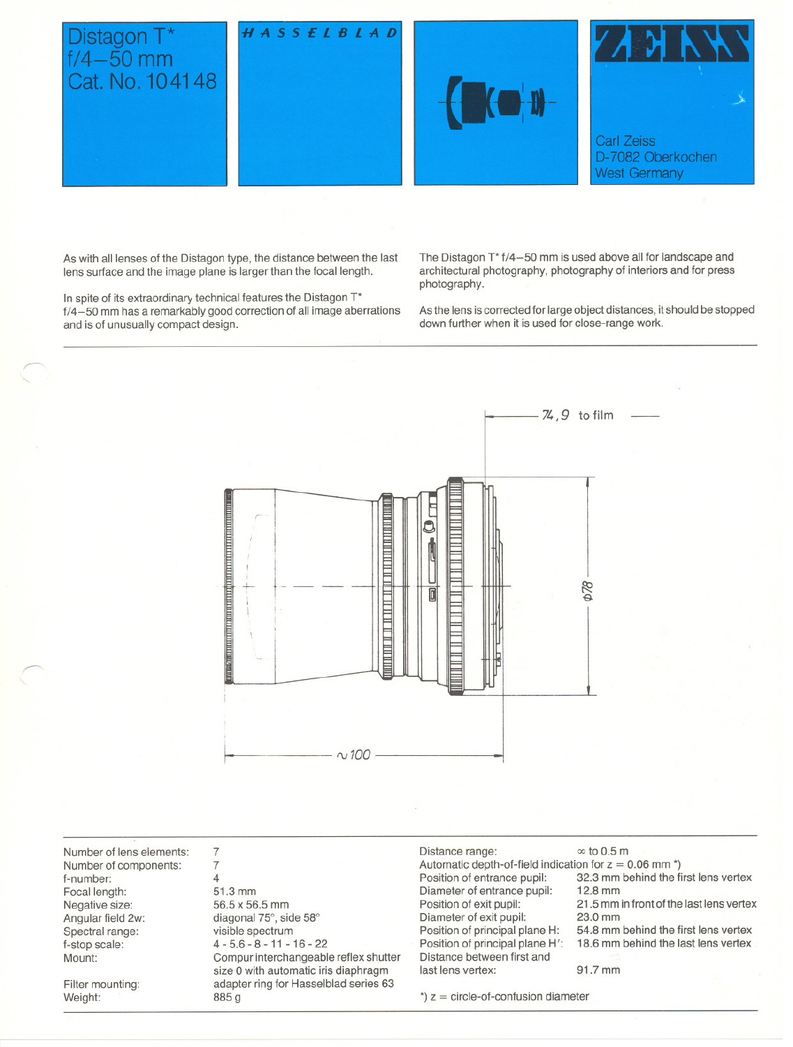# Distagon T* f/4–50 mm Cat. No. 104148

HASSELBLAD

ZEISS

Carl Zeiss
D-7082 Oberkochen
West Germany

As with all lenses of the Distagon type, the distance between the last lens surface and the image plane is larger than the focal length.

In spite of its extraordinary technical features the Distagon T* f/4–50 mm has a remarkably good correction of all image aberrations and is of unusually compact design.

The Distagon T* f/4–50 mm is used above all for landscape and architectural photography, photography of interiors and for press photography.

As the lens is corrected for large object distances, it should be stopped down further when it is used for close-range work.

74,9 to film

ϕ78

~100

| | |
|---|---|
| Number of lens elements: | 7 |
| Number of components: | 7 |
| f-number: | 4 |
| Focal length: | 51.3 mm |
| Negative size: | 56.5 x 56.5 mm |
| Angular field 2w: | diagonal 75°, side 58° |
| Spectral range: | visible spectrum |
| f-stop scale: | 4 - 5.6 - 8 - 11 - 16 - 22 |
| Mount: | Compur interchangeable reflex shutter size 0 with automatic iris diaphragm |
| Filter mounting: | adapter ring for Hasselblad series 63 |
| Weight: | 885 g |

| | |
|---|---|
| Distance range: | ∞ to 0.5 m |
| Automatic depth-of-field indication for z = 0.06 mm *) | |
| Position of entrance pupil: | 32.3 mm behind the first lens vertex |
| Diameter of entrance pupil: | 12.8 mm |
| Position of exit pupil: | 21.5 mm in front of the last lens vertex |
| Diameter of exit pupil: | 23.0 mm |
| Position of principal plane H: | 54.8 mm behind the first lens vertex |
| Position of principal plane H': | 18.6 mm behind the last lens vertex |
| Distance between first and last lens vertex: | 91.7 mm |

*) z = circle-of-confusion diameter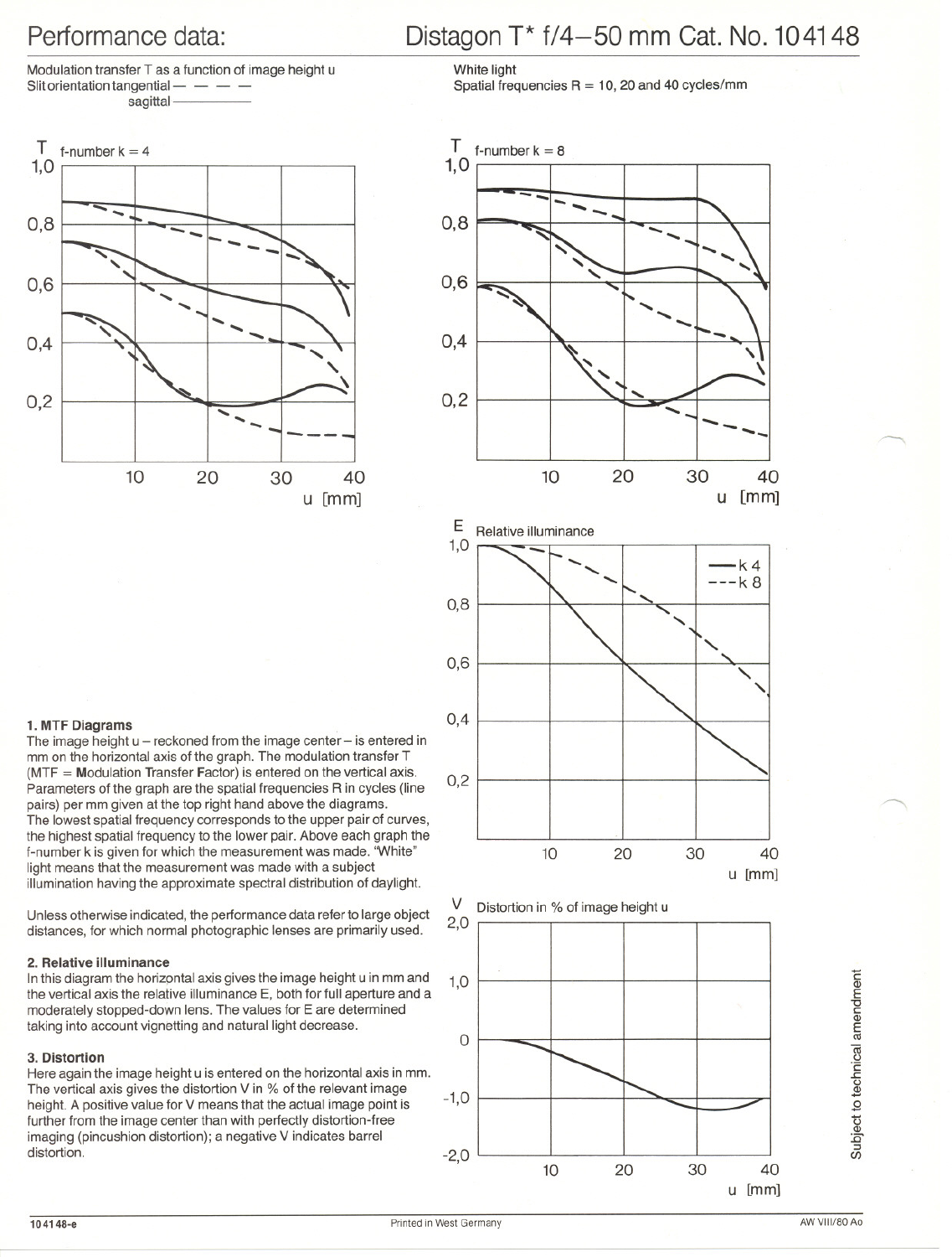# Performance data: Distagon T* f/4–50 mm Cat. No. 10 41 48

Modulation transfer T as a function of image height u
Slit orientation tangential — — — —
sagittal ————————

White light
Spatial frequencies R = 10, 20 and 40 cycles/mm

T
f-number k = 4
1,0
0,8
0,6
0,4
0,2
10 20 30 40
u [mm]

T
f-number k = 8
1,0
0,8
0,6
0,4
0,2
10 20 30 40
u [mm]

E
Relative illuminance
1,0
0,8
0,6
0,4
0,2
—— k 4
- - - k 8
10 20 30 40
u [mm]

V
Distortion in % of image height u
2,0
1,0
0
-1,0
-2,0
10 20 30 40
u [mm]

**1. MTF Diagrams**
The image height u – reckoned from the image center – is entered in mm on the horizontal axis of the graph. The modulation transfer T (MTF = **M**odulation **T**ransfer **F**actor) is entered on the vertical axis. Parameters of the graph are the spatial frequencies R in cycles (line pairs) per mm given at the top right hand above the diagrams.
The lowest spatial frequency corresponds to the upper pair of curves, the highest spatial frequency to the lower pair. Above each graph the f-number k is given for which the measurement was made. "White" light means that the measurement was made with a subject illumination having the approximate spectral distribution of daylight.

Unless otherwise indicated, the performance data refer to large object distances, for which normal photographic lenses are primarily used.

**2. Relative illuminance**
In this diagram the horizontal axis gives the image height u in mm and the vertical axis the relative illuminance E, both for full aperture and a moderately stopped-down lens. The values for E are determined taking into account vignetting and natural light decrease.

**3. Distortion**
Here again the image height u is entered on the horizontal axis in mm. The vertical axis gives the distortion V in % of the relevant image height. A positive value for V means that the actual image point is further from the image center than with perfectly distortion-free imaging (pincushion distortion); a negative V indicates barrel distortion.

Subject to technical amendment

10 41 48-e

Printed in West Germany

AW VIII/80 Ao